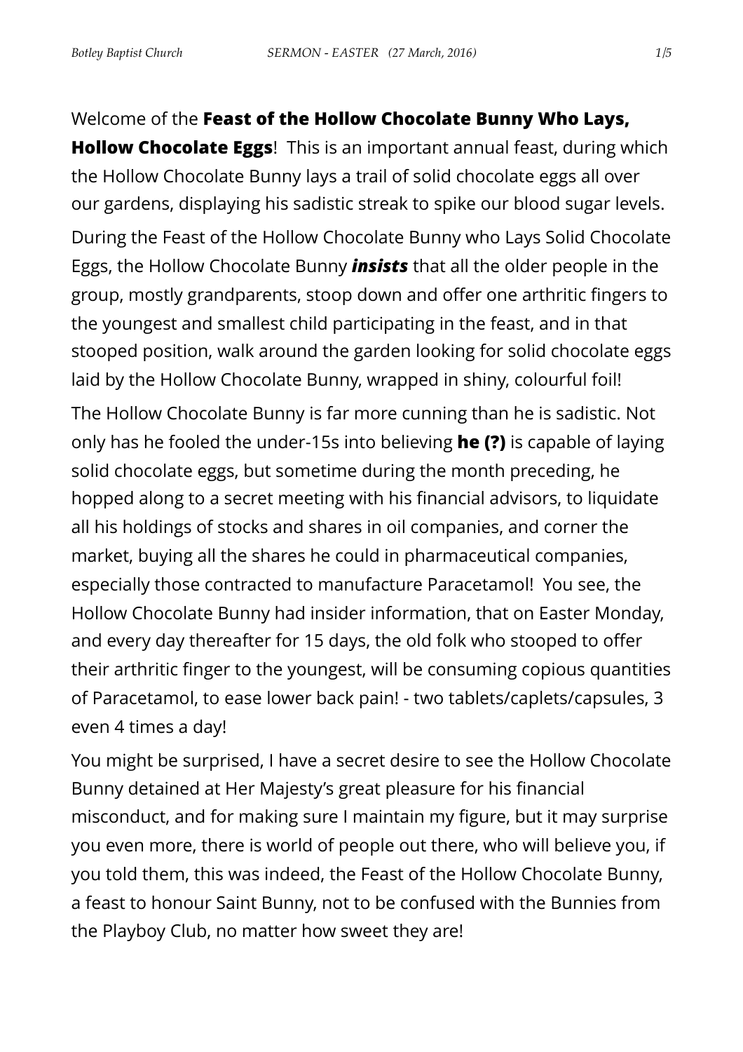Welcome of the **Feast of the Hollow Chocolate Bunny Who Lays, Hollow Chocolate Eggs**! This is an important annual feast, during which the Hollow Chocolate Bunny lays a trail of solid chocolate eggs all over our gardens, displaying his sadistic streak to spike our blood sugar levels.

During the Feast of the Hollow Chocolate Bunny who Lays Solid Chocolate Eggs, the Hollow Chocolate Bunny ***insists*** that all the older people in the group, mostly grandparents, stoop down and offer one arthritic fingers to the youngest and smallest child participating in the feast, and in that stooped position, walk around the garden looking for solid chocolate eggs laid by the Hollow Chocolate Bunny, wrapped in shiny, colourful foil!

The Hollow Chocolate Bunny is far more cunning than he is sadistic. Not only has he fooled the under-15s into believing **he (?)** is capable of laying solid chocolate eggs, but sometime during the month preceding, he hopped along to a secret meeting with his financial advisors, to liquidate all his holdings of stocks and shares in oil companies, and corner the market, buying all the shares he could in pharmaceutical companies, especially those contracted to manufacture Paracetamol! You see, the Hollow Chocolate Bunny had insider information, that on Easter Monday, and every day thereafter for 15 days, the old folk who stooped to offer their arthritic finger to the youngest, will be consuming copious quantities of Paracetamol, to ease lower back pain! - two tablets/caplets/capsules, 3 even 4 times a day!

You might be surprised, I have a secret desire to see the Hollow Chocolate Bunny detained at Her Majesty's great pleasure for his financial misconduct, and for making sure I maintain my figure, but it may surprise you even more, there is world of people out there, who will believe you, if you told them, this was indeed, the Feast of the Hollow Chocolate Bunny, a feast to honour Saint Bunny, not to be confused with the Bunnies from the Playboy Club, no matter how sweet they are!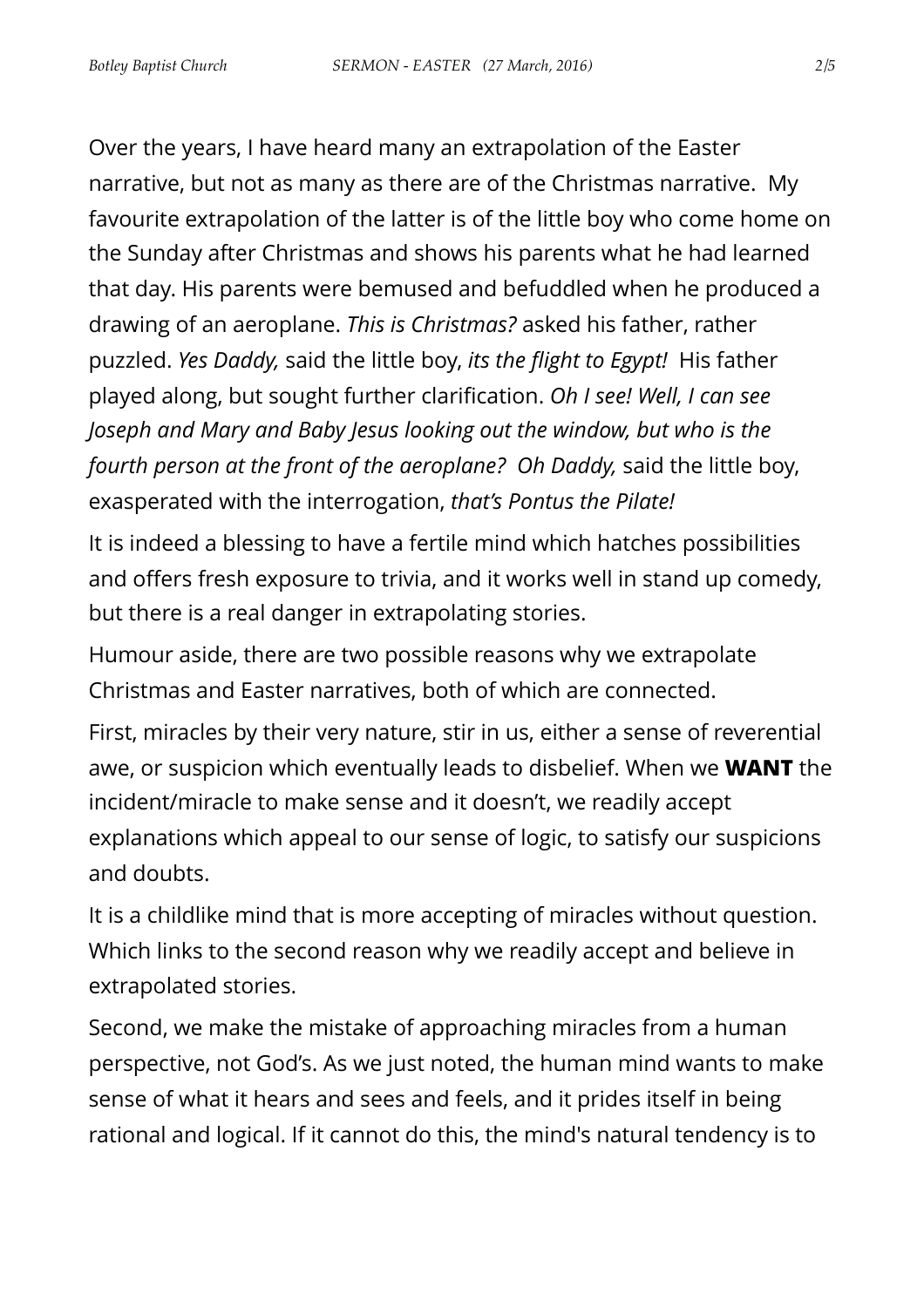Over the years, I have heard many an extrapolation of the Easter narrative, but not as many as there are of the Christmas narrative. My favourite extrapolation of the latter is of the little boy who come home on the Sunday after Christmas and shows his parents what he had learned that day. His parents were bemused and befuddled when he produced a drawing of an aeroplane. *This is Christmas?* asked his father, rather puzzled. *Yes Daddy,* said the little boy, *its the flight to Egypt!* His father played along, but sought further clarification. *Oh I see! Well, I can see Joseph and Mary and Baby Jesus looking out the window, but who is the fourth person at the front of the aeroplane? Oh Daddy,* said the little boy, exasperated with the interrogation, *that's Pontus the Pilate!*

It is indeed a blessing to have a fertile mind which hatches possibilities and offers fresh exposure to trivia, and it works well in stand up comedy, but there is a real danger in extrapolating stories.

Humour aside, there are two possible reasons why we extrapolate Christmas and Easter narratives, both of which are connected.

First, miracles by their very nature, stir in us, either a sense of reverential awe, or suspicion which eventually leads to disbelief. When we **WANT** the incident/miracle to make sense and it doesn't, we readily accept explanations which appeal to our sense of logic, to satisfy our suspicions and doubts.

It is a childlike mind that is more accepting of miracles without question. Which links to the second reason why we readily accept and believe in extrapolated stories.

Second, we make the mistake of approaching miracles from a human perspective, not God's. As we just noted, the human mind wants to make sense of what it hears and sees and feels, and it prides itself in being rational and logical. If it cannot do this, the mind's natural tendency is to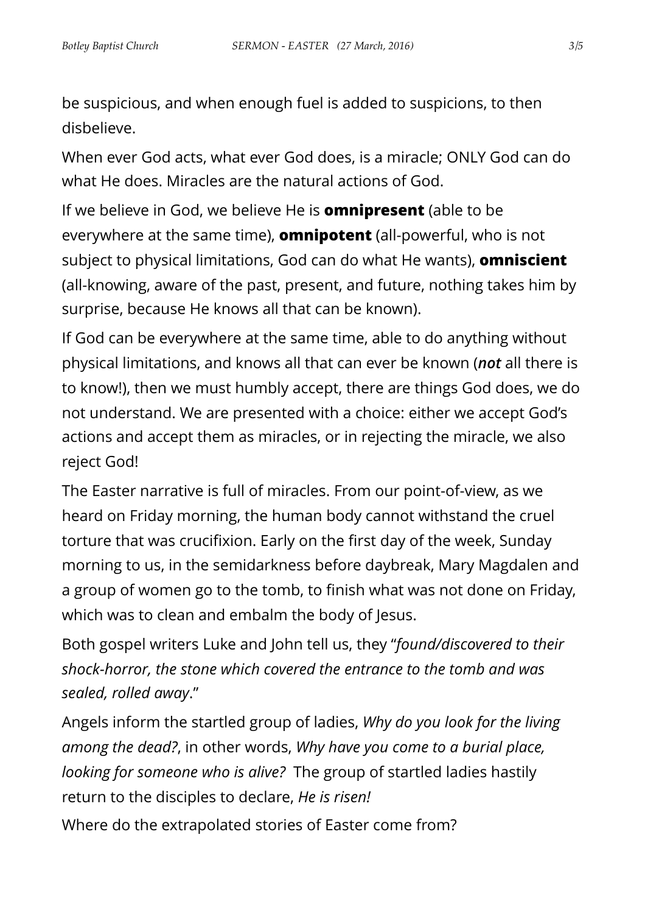be suspicious, and when enough fuel is added to suspicions, to then disbelieve.

When ever God acts, what ever God does, is a miracle; ONLY God can do what He does. Miracles are the natural actions of God.

If we believe in God, we believe He is **omnipresent** (able to be everywhere at the same time), **omnipotent** (all-powerful, who is not subject to physical limitations, God can do what He wants), **omniscient** (all-knowing, aware of the past, present, and future, nothing takes him by surprise, because He knows all that can be known).

If God can be everywhere at the same time, able to do anything without physical limitations, and knows all that can ever be known (***not*** all there is to know!), then we must humbly accept, there are things God does, we do not understand. We are presented with a choice: either we accept God's actions and accept them as miracles, or in rejecting the miracle, we also reject God!

The Easter narrative is full of miracles. From our point-of-view, as we heard on Friday morning, the human body cannot withstand the cruel torture that was crucifixion. Early on the first day of the week, Sunday morning to us, in the semidarkness before daybreak, Mary Magdalen and a group of women go to the tomb, to finish what was not done on Friday, which was to clean and embalm the body of Jesus.

Both gospel writers Luke and John tell us, they "*found/discovered to their shock-horror, the stone which covered the entrance to the tomb and was sealed, rolled away*."

Angels inform the startled group of ladies, *Why do you look for the living among the dead?*, in other words, *Why have you come to a burial place, looking for someone who is alive?* The group of startled ladies hastily return to the disciples to declare, *He is risen!*

Where do the extrapolated stories of Easter come from?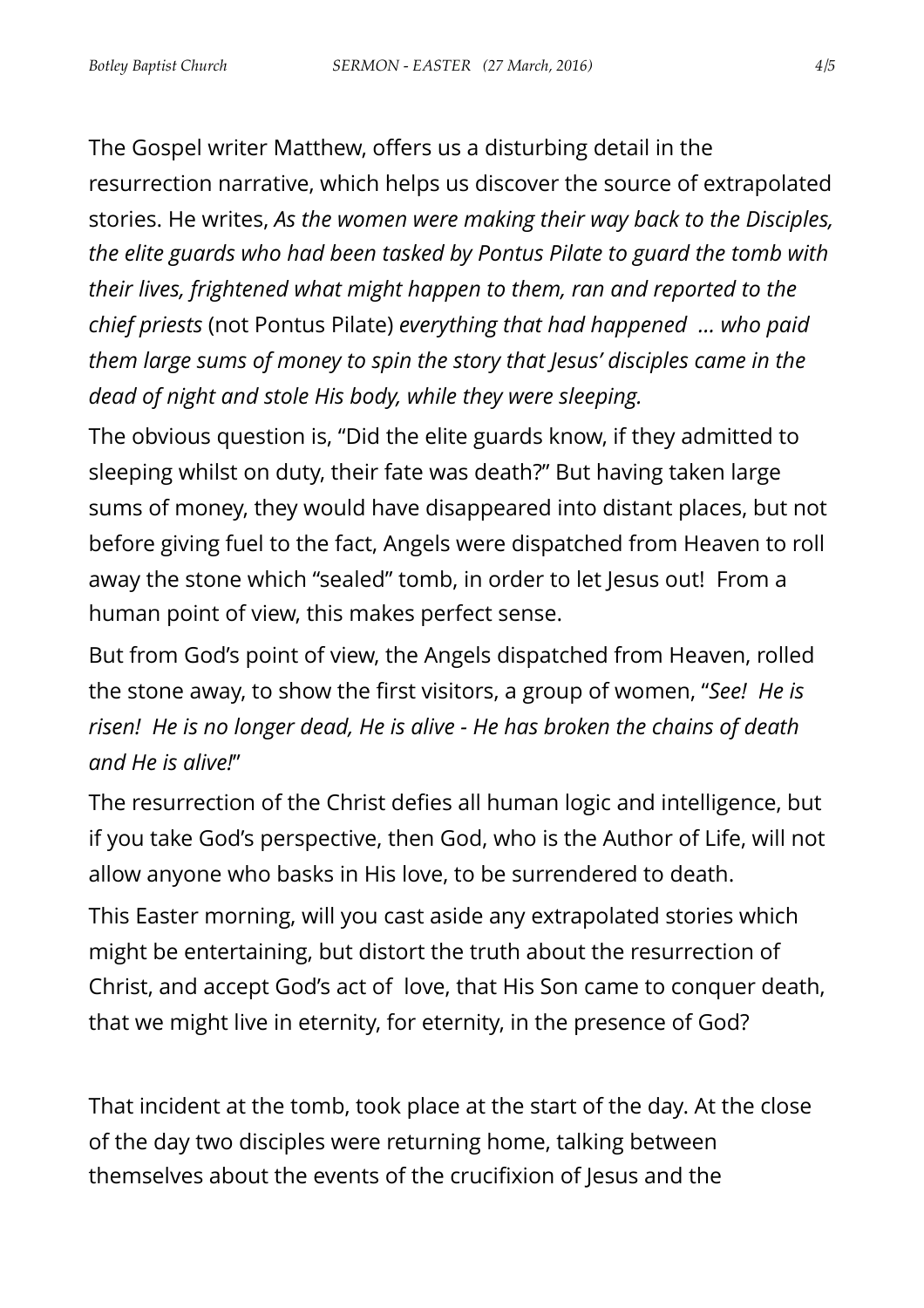The Gospel writer Matthew, offers us a disturbing detail in the resurrection narrative, which helps us discover the source of extrapolated stories. He writes, *As the women were making their way back to the Disciples, the elite guards who had been tasked by Pontus Pilate to guard the tomb with their lives, frightened what might happen to them, ran and reported to the chief priests* (not Pontus Pilate) *everything that had happened ... who paid them large sums of money to spin the story that Jesus' disciples came in the dead of night and stole His body, while they were sleeping.*

The obvious question is, "Did the elite guards know, if they admitted to sleeping whilst on duty, their fate was death?" But having taken large sums of money, they would have disappeared into distant places, but not before giving fuel to the fact, Angels were dispatched from Heaven to roll away the stone which "sealed" tomb, in order to let Jesus out! From a human point of view, this makes perfect sense.

But from God's point of view, the Angels dispatched from Heaven, rolled the stone away, to show the first visitors, a group of women, "*See! He is risen! He is no longer dead, He is alive - He has broken the chains of death and He is alive!*"

The resurrection of the Christ defies all human logic and intelligence, but if you take God's perspective, then God, who is the Author of Life, will not allow anyone who basks in His love, to be surrendered to death.

This Easter morning, will you cast aside any extrapolated stories which might be entertaining, but distort the truth about the resurrection of Christ, and accept God's act of love, that His Son came to conquer death, that we might live in eternity, for eternity, in the presence of God?

That incident at the tomb, took place at the start of the day. At the close of the day two disciples were returning home, talking between themselves about the events of the crucifixion of Jesus and the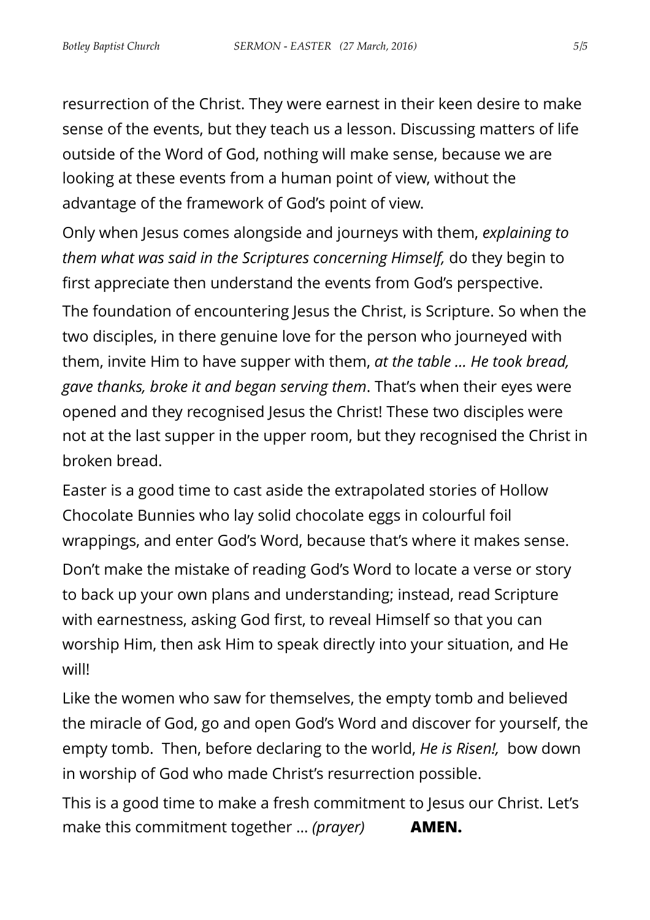resurrection of the Christ. They were earnest in their keen desire to make sense of the events, but they teach us a lesson. Discussing matters of life outside of the Word of God, nothing will make sense, because we are looking at these events from a human point of view, without the advantage of the framework of God's point of view.

Only when Jesus comes alongside and journeys with them, *explaining to them what was said in the Scriptures concerning Himself,* do they begin to first appreciate then understand the events from God's perspective.

The foundation of encountering Jesus the Christ, is Scripture. So when the two disciples, in there genuine love for the person who journeyed with them, invite Him to have supper with them, *at the table … He took bread, gave thanks, broke it and began serving them*. That's when their eyes were opened and they recognised Jesus the Christ! These two disciples were not at the last supper in the upper room, but they recognised the Christ in broken bread.

Easter is a good time to cast aside the extrapolated stories of Hollow Chocolate Bunnies who lay solid chocolate eggs in colourful foil wrappings, and enter God's Word, because that's where it makes sense.

Don't make the mistake of reading God's Word to locate a verse or story to back up your own plans and understanding; instead, read Scripture with earnestness, asking God first, to reveal Himself so that you can worship Him, then ask Him to speak directly into your situation, and He will!

Like the women who saw for themselves, the empty tomb and believed the miracle of God, go and open God's Word and discover for yourself, the empty tomb. Then, before declaring to the world, *He is Risen!,* bow down in worship of God who made Christ's resurrection possible.

This is a good time to make a fresh commitment to Jesus our Christ. Let's make this commitment together … *(prayer)* **AMEN.**